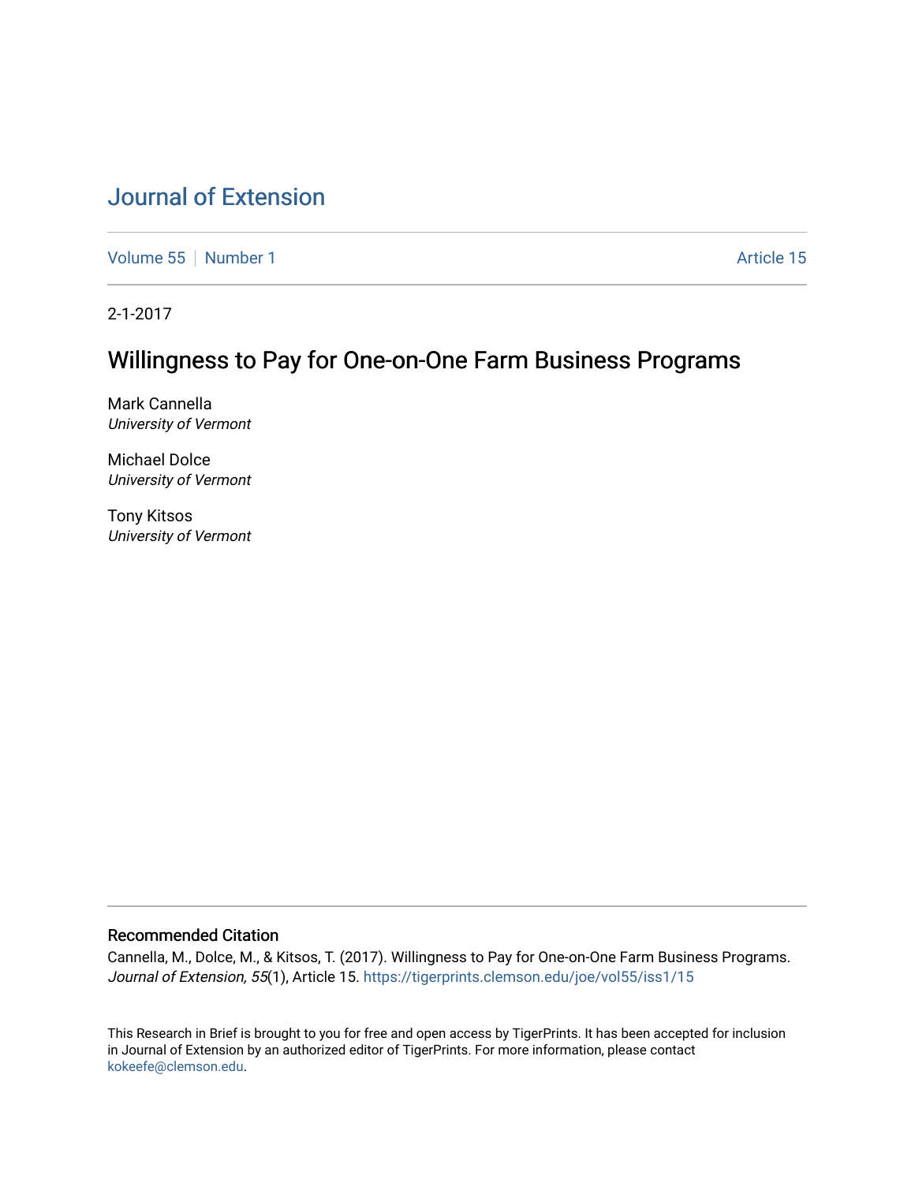# Journal of Extension

Volume 55 | Number 1 Article 15

2-1-2017

## Willingness to Pay for One-on-One Farm Business Programs

Mark Cannella
*University of Vermont*

Michael Dolce
*University of Vermont*

Tony Kitsos
*University of Vermont*

### Recommended Citation

Cannella, M., Dolce, M., & Kitsos, T. (2017). Willingness to Pay for One-on-One Farm Business Programs. *Journal of Extension, 55*(1), Article 15. https://tigerprints.clemson.edu/joe/vol55/iss1/15

This Research in Brief is brought to you for free and open access by TigerPrints. It has been accepted for inclusion in Journal of Extension by an authorized editor of TigerPrints. For more information, please contact kokeefe@clemson.edu.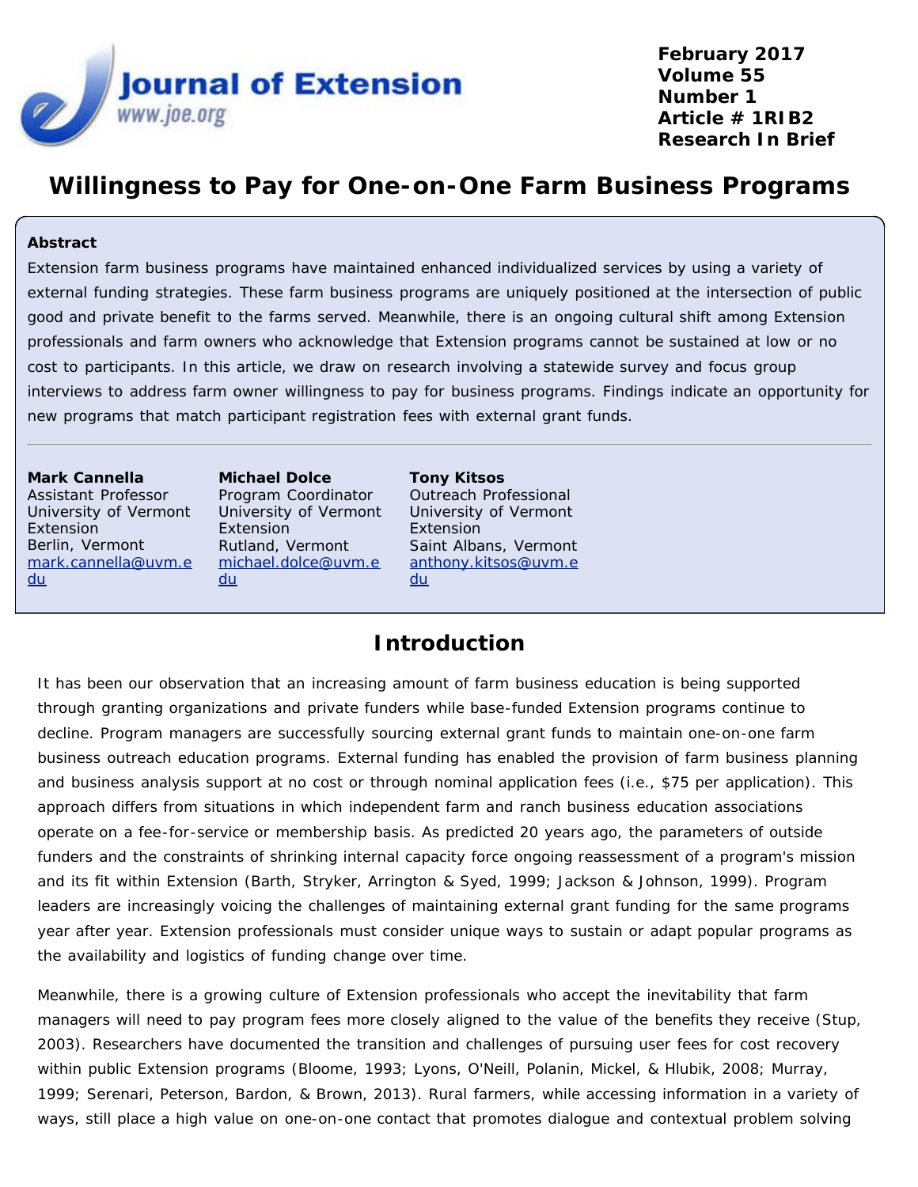# Willingness to Pay for One-on-One Farm Business Programs

**Abstract**

Extension farm business programs have maintained enhanced individualized services by using a variety of external funding strategies. These farm business programs are uniquely positioned at the intersection of public good and private benefit to the farms served. Meanwhile, there is an ongoing cultural shift among Extension professionals and farm owners who acknowledge that Extension programs cannot be sustained at low or no cost to participants. In this article, we draw on research involving a statewide survey and focus group interviews to address farm owner willingness to pay for business programs. Findings indicate an opportunity for new programs that match participant registration fees with external grant funds.

---

**Mark Cannella**
Assistant Professor
University of Vermont Extension
Berlin, Vermont
mark.cannella@uvm.edu

**Michael Dolce**
Program Coordinator
University of Vermont Extension
Rutland, Vermont
michael.dolce@uvm.edu

**Tony Kitsos**
Outreach Professional
University of Vermont Extension
Saint Albans, Vermont
anthony.kitsos@uvm.edu

## Introduction

It has been our observation that an increasing amount of farm business education is being supported through granting organizations and private funders while base-funded Extension programs continue to decline. Program managers are successfully sourcing external grant funds to maintain one-on-one farm business outreach education programs. External funding has enabled the provision of farm business planning and business analysis support at no cost or through nominal application fees (i.e., $75 per application). This approach differs from situations in which independent farm and ranch business education associations operate on a fee-for-service or membership basis. As predicted 20 years ago, the parameters of outside funders and the constraints of shrinking internal capacity force ongoing reassessment of a program's mission and its fit within Extension (Barth, Stryker, Arrington & Syed, 1999; Jackson & Johnson, 1999). Program leaders are increasingly voicing the challenges of maintaining external grant funding for the same programs year after year. Extension professionals must consider unique ways to sustain or adapt popular programs as the availability and logistics of funding change over time.

Meanwhile, there is a growing culture of Extension professionals who accept the inevitability that farm managers will need to pay program fees more closely aligned to the value of the benefits they receive (Stup, 2003). Researchers have documented the transition and challenges of pursuing user fees for cost recovery within public Extension programs (Bloome, 1993; Lyons, O'Neill, Polanin, Mickel, & Hlubik, 2008; Murray, 1999; Serenari, Peterson, Bardon, & Brown, 2013). Rural farmers, while accessing information in a variety of ways, still place a high value on one-on-one contact that promotes dialogue and contextual problem solving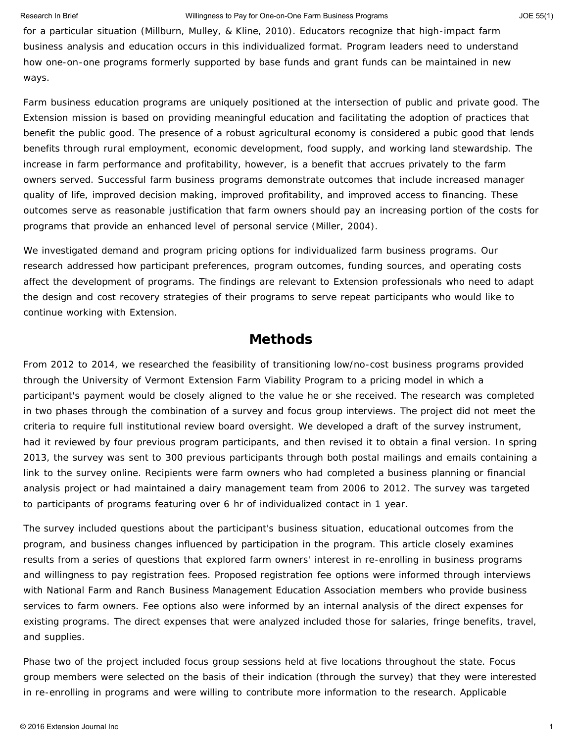for a particular situation (Millburn, Mulley, & Kline, 2010). Educators recognize that high-impact farm business analysis and education occurs in this individualized format. Program leaders need to understand how one-on-one programs formerly supported by base funds and grant funds can be maintained in new ways.

Farm business education programs are uniquely positioned at the intersection of public and private good. The Extension mission is based on providing meaningful education and facilitating the adoption of practices that benefit the public good. The presence of a robust agricultural economy is considered a pubic good that lends benefits through rural employment, economic development, food supply, and working land stewardship. The increase in farm performance and profitability, however, is a benefit that accrues privately to the farm owners served. Successful farm business programs demonstrate outcomes that include increased manager quality of life, improved decision making, improved profitability, and improved access to financing. These outcomes serve as reasonable justification that farm owners should pay an increasing portion of the costs for programs that provide an enhanced level of personal service (Miller, 2004).

We investigated demand and program pricing options for individualized farm business programs. Our research addressed how participant preferences, program outcomes, funding sources, and operating costs affect the development of programs. The findings are relevant to Extension professionals who need to adapt the design and cost recovery strategies of their programs to serve repeat participants who would like to continue working with Extension.

## Methods

From 2012 to 2014, we researched the feasibility of transitioning low/no-cost business programs provided through the University of Vermont Extension Farm Viability Program to a pricing model in which a participant's payment would be closely aligned to the value he or she received. The research was completed in two phases through the combination of a survey and focus group interviews. The project did not meet the criteria to require full institutional review board oversight. We developed a draft of the survey instrument, had it reviewed by four previous program participants, and then revised it to obtain a final version. In spring 2013, the survey was sent to 300 previous participants through both postal mailings and emails containing a link to the survey online. Recipients were farm owners who had completed a business planning or financial analysis project or had maintained a dairy management team from 2006 to 2012. The survey was targeted to participants of programs featuring over 6 hr of individualized contact in 1 year.

The survey included questions about the participant's business situation, educational outcomes from the program, and business changes influenced by participation in the program. This article closely examines results from a series of questions that explored farm owners' interest in re-enrolling in business programs and willingness to pay registration fees. Proposed registration fee options were informed through interviews with National Farm and Ranch Business Management Education Association members who provide business services to farm owners. Fee options also were informed by an internal analysis of the direct expenses for existing programs. The direct expenses that were analyzed included those for salaries, fringe benefits, travel, and supplies.

Phase two of the project included focus group sessions held at five locations throughout the state. Focus group members were selected on the basis of their indication (through the survey) that they were interested in re-enrolling in programs and were willing to contribute more information to the research. Applicable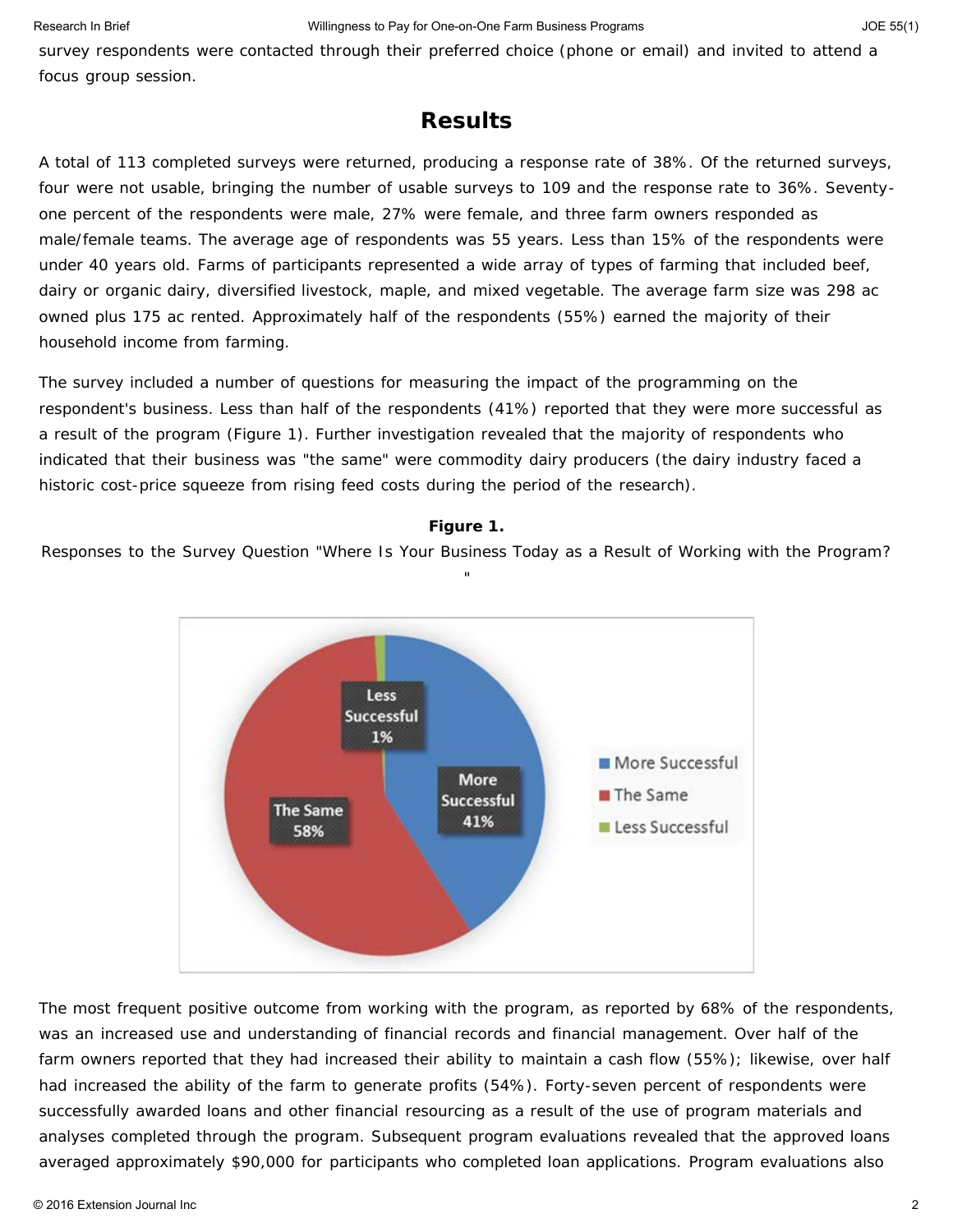survey respondents were contacted through their preferred choice (phone or email) and invited to attend a focus group session.

## Results

A total of 113 completed surveys were returned, producing a response rate of 38%. Of the returned surveys, four were not usable, bringing the number of usable surveys to 109 and the response rate to 36%. Seventy-one percent of the respondents were male, 27% were female, and three farm owners responded as male/female teams. The average age of respondents was 55 years. Less than 15% of the respondents were under 40 years old. Farms of participants represented a wide array of types of farming that included beef, dairy or organic dairy, diversified livestock, maple, and mixed vegetable. The average farm size was 298 ac owned plus 175 ac rented. Approximately half of the respondents (55%) earned the majority of their household income from farming.

The survey included a number of questions for measuring the impact of the programming on the respondent's business. Less than half of the respondents (41%) reported that they were more successful as a result of the program (Figure 1). Further investigation revealed that the majority of respondents who indicated that their business was "the same" were commodity dairy producers (the dairy industry faced a historic cost-price squeeze from rising feed costs during the period of the research).

**Figure 1.**
Responses to the Survey Question "Where Is Your Business Today as a Result of Working with the Program?"

The most frequent positive outcome from working with the program, as reported by 68% of the respondents, was an increased use and understanding of financial records and financial management. Over half of the farm owners reported that they had increased their ability to maintain a cash flow (55%); likewise, over half had increased the ability of the farm to generate profits (54%). Forty-seven percent of respondents were successfully awarded loans and other financial resourcing as a result of the use of program materials and analyses completed through the program. Subsequent program evaluations revealed that the approved loans averaged approximately $90,000 for participants who completed loan applications. Program evaluations also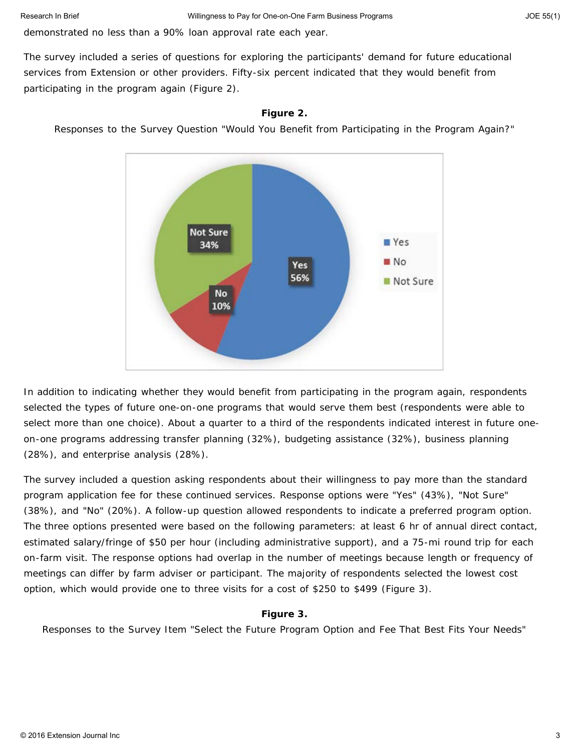demonstrated no less than a 90% loan approval rate each year.

The survey included a series of questions for exploring the participants' demand for future educational services from Extension or other providers. Fifty-six percent indicated that they would benefit from participating in the program again (Figure 2).

**Figure 2.**

Responses to the Survey Question "Would You Benefit from Participating in the Program Again?"

In addition to indicating whether they would benefit from participating in the program again, respondents selected the types of future one-on-one programs that would serve them best (respondents were able to select more than one choice). About a quarter to a third of the respondents indicated interest in future one-on-one programs addressing transfer planning (32%), budgeting assistance (32%), business planning (28%), and enterprise analysis (28%).

The survey included a question asking respondents about their willingness to pay more than the standard program application fee for these continued services. Response options were "Yes" (43%), "Not Sure" (38%), and "No" (20%). A follow-up question allowed respondents to indicate a preferred program option. The three options presented were based on the following parameters: at least 6 hr of annual direct contact, estimated salary/fringe of $50 per hour (including administrative support), and a 75-mi round trip for each on-farm visit. The response options had overlap in the number of meetings because length or frequency of meetings can differ by farm adviser or participant. The majority of respondents selected the lowest cost option, which would provide one to three visits for a cost of $250 to $499 (Figure 3).

**Figure 3.**

Responses to the Survey Item "Select the Future Program Option and Fee That Best Fits Your Needs"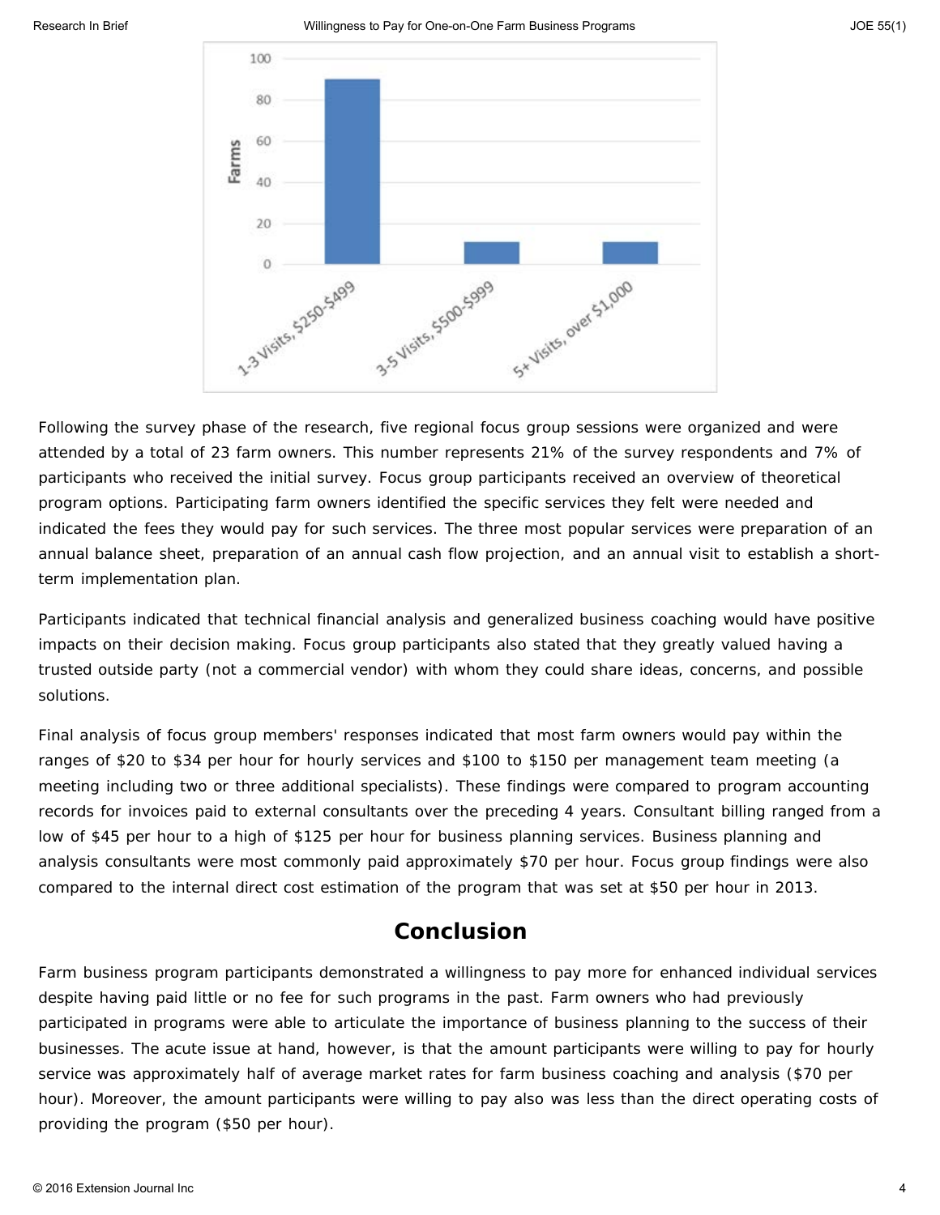Following the survey phase of the research, five regional focus group sessions were organized and were attended by a total of 23 farm owners. This number represents 21% of the survey respondents and 7% of participants who received the initial survey. Focus group participants received an overview of theoretical program options. Participating farm owners identified the specific services they felt were needed and indicated the fees they would pay for such services. The three most popular services were preparation of an annual balance sheet, preparation of an annual cash flow projection, and an annual visit to establish a short-term implementation plan.

Participants indicated that technical financial analysis and generalized business coaching would have positive impacts on their decision making. Focus group participants also stated that they greatly valued having a trusted outside party (not a commercial vendor) with whom they could share ideas, concerns, and possible solutions.

Final analysis of focus group members' responses indicated that most farm owners would pay within the ranges of $20 to $34 per hour for hourly services and $100 to $150 per management team meeting (a meeting including two or three additional specialists). These findings were compared to program accounting records for invoices paid to external consultants over the preceding 4 years. Consultant billing ranged from a low of $45 per hour to a high of $125 per hour for business planning services. Business planning and analysis consultants were most commonly paid approximately $70 per hour. Focus group findings were also compared to the internal direct cost estimation of the program that was set at $50 per hour in 2013.

## Conclusion

Farm business program participants demonstrated a willingness to pay more for enhanced individual services despite having paid little or no fee for such programs in the past. Farm owners who had previously participated in programs were able to articulate the importance of business planning to the success of their businesses. The acute issue at hand, however, is that the amount participants were willing to pay for hourly service was approximately half of average market rates for farm business coaching and analysis ($70 per hour). Moreover, the amount participants were willing to pay also was less than the direct operating costs of providing the program ($50 per hour).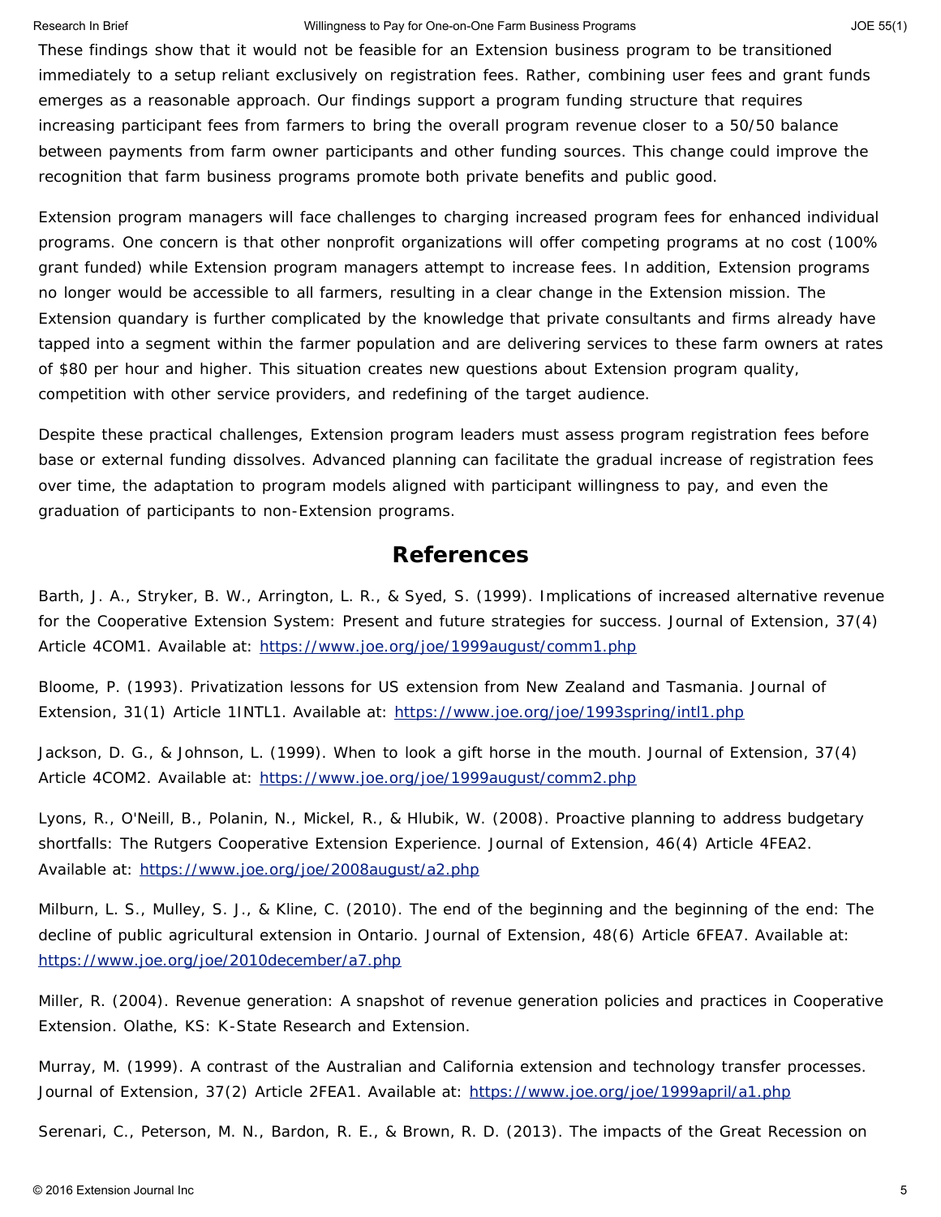These findings show that it would not be feasible for an Extension business program to be transitioned immediately to a setup reliant exclusively on registration fees. Rather, combining user fees and grant funds emerges as a reasonable approach. Our findings support a program funding structure that requires increasing participant fees from farmers to bring the overall program revenue closer to a 50/50 balance between payments from farm owner participants and other funding sources. This change could improve the recognition that farm business programs promote both private benefits and public good.

Extension program managers will face challenges to charging increased program fees for enhanced individual programs. One concern is that other nonprofit organizations will offer competing programs at no cost (100% grant funded) while Extension program managers attempt to increase fees. In addition, Extension programs no longer would be accessible to all farmers, resulting in a clear change in the Extension mission. The Extension quandary is further complicated by the knowledge that private consultants and firms already have tapped into a segment within the farmer population and are delivering services to these farm owners at rates of $80 per hour and higher. This situation creates new questions about Extension program quality, competition with other service providers, and redefining of the target audience.

Despite these practical challenges, Extension program leaders must assess program registration fees before base or external funding dissolves. Advanced planning can facilitate the gradual increase of registration fees over time, the adaptation to program models aligned with participant willingness to pay, and even the graduation of participants to non-Extension programs.

## References

Barth, J. A., Stryker, B. W., Arrington, L. R., & Syed, S. (1999). Implications of increased alternative revenue for the Cooperative Extension System: Present and future strategies for success. Journal of Extension, 37(4) Article 4COM1. Available at: https://www.joe.org/joe/1999august/comm1.php

Bloome, P. (1993). Privatization lessons for US extension from New Zealand and Tasmania. Journal of Extension, 31(1) Article 1INTL1. Available at: https://www.joe.org/joe/1993spring/intl1.php

Jackson, D. G., & Johnson, L. (1999). When to look a gift horse in the mouth. Journal of Extension, 37(4) Article 4COM2. Available at: https://www.joe.org/joe/1999august/comm2.php

Lyons, R., O'Neill, B., Polanin, N., Mickel, R., & Hlubik, W. (2008). Proactive planning to address budgetary shortfalls: The Rutgers Cooperative Extension Experience. Journal of Extension, 46(4) Article 4FEA2. Available at: https://www.joe.org/joe/2008august/a2.php

Milburn, L. S., Mulley, S. J., & Kline, C. (2010). The end of the beginning and the beginning of the end: The decline of public agricultural extension in Ontario. Journal of Extension, 48(6) Article 6FEA7. Available at: https://www.joe.org/joe/2010december/a7.php

Miller, R. (2004). Revenue generation: A snapshot of revenue generation policies and practices in Cooperative Extension. Olathe, KS: K-State Research and Extension.

Murray, M. (1999). A contrast of the Australian and California extension and technology transfer processes. Journal of Extension, 37(2) Article 2FEA1. Available at: https://www.joe.org/joe/1999april/a1.php

Serenari, C., Peterson, M. N., Bardon, R. E., & Brown, R. D. (2013). The impacts of the Great Recession on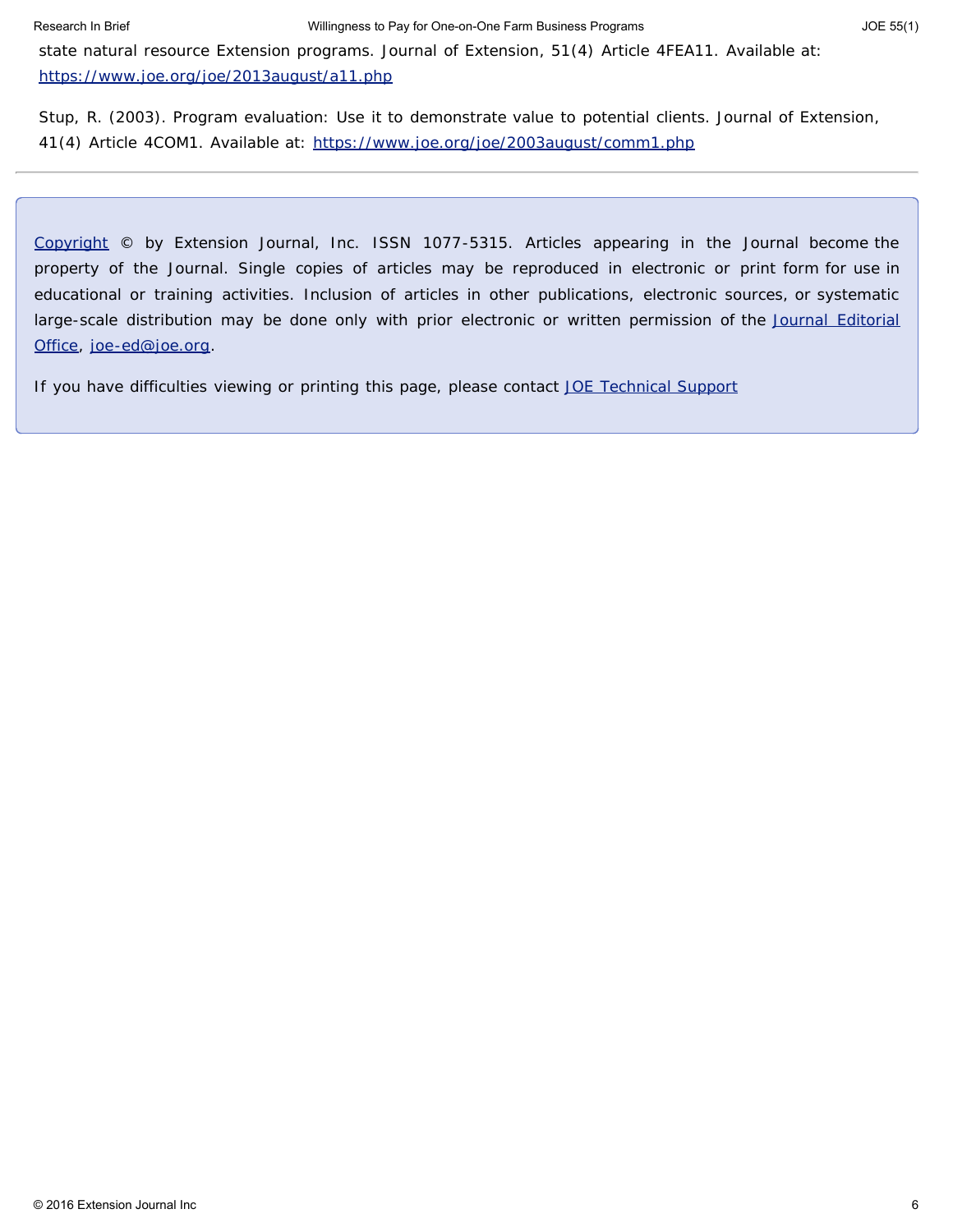state natural resource Extension programs. Journal of Extension, 51(4) Article 4FEA11. Available at: https://www.joe.org/joe/2013august/a11.php

Stup, R. (2003). Program evaluation: Use it to demonstrate value to potential clients. Journal of Extension, 41(4) Article 4COM1. Available at: https://www.joe.org/joe/2003august/comm1.php

---

Copyright © by Extension Journal, Inc. ISSN 1077-5315. Articles appearing in the Journal become the property of the Journal. Single copies of articles may be reproduced in electronic or print form for use in educational or training activities. Inclusion of articles in other publications, electronic sources, or systematic large-scale distribution may be done only with prior electronic or written permission of the Journal Editorial Office, joe-ed@joe.org.

If you have difficulties viewing or printing this page, please contact JOE Technical Support